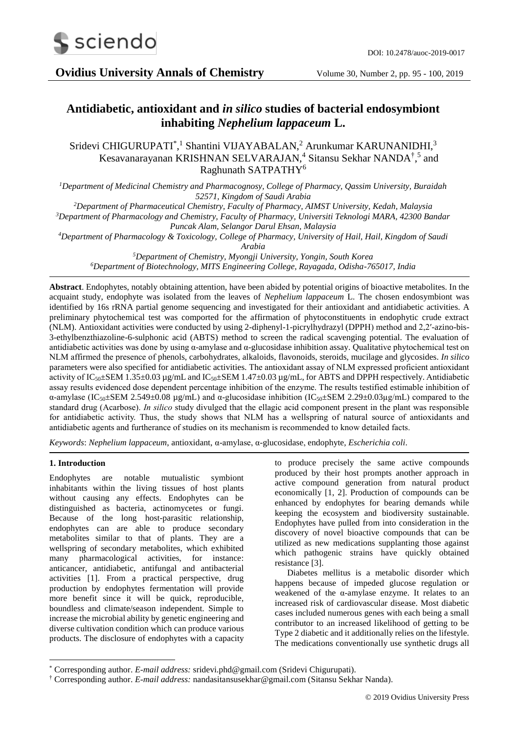# Antidiabetic, antioxidant and *in silico* studies of bacterial endosymbiont inhabiting *Nephelium lappaceum* L.

Sridevi CHIGURUPATI*,[1] Shantini VIJAYABALAN,[2] Arunkumar KARUNANIDHI,[3] Kesavanarayanan KRISHNAN SELVARAJAN,[4] Sitansu Sekhar NANDA†,[5] and Raghunath SATPATHY[6]

[1] *Department of Medicinal Chemistry and Pharmacognosy, College of Pharmacy, Qassim University, Buraidah 52571, Kingdom of Saudi Arabia*
[2] *Department of Pharmaceutical Chemistry, Faculty of Pharmacy, AIMST University, Kedah, Malaysia*
[3] *Department of Pharmacology and Chemistry, Faculty of Pharmacy, Universiti Teknologi MARA, 42300 Bandar Puncak Alam, Selangor Darul Ehsan, Malaysia*
[4] *Department of Pharmacology & Toxicology, College of Pharmacy, University of Hail, Hail, Kingdom of Saudi Arabia*
[5] *Department of Chemistry, Myongji University, Yongin, South Korea*
[6] *Department of Biotechnology, MITS Engineering College, Rayagada, Odisha-765017, India*

**Abstract**. Endophytes, notably obtaining attention, have been abided by potential origins of bioactive metabolites. In the acquaint study, endophyte was isolated from the leaves of *Nephelium lappaceum* L. The chosen endosymbiont was identified by 16s rRNA partial genome sequencing and investigated for their antioxidant and antidiabetic activities. A preliminary phytochemical test was comported for the affirmation of phytoconstituents in endophytic crude extract (NLM). Antioxidant activities were conducted by using 2-diphenyl-1-picrylhydrazyl (DPPH) method and 2,2′-azino-bis-3-ethylbenzthiazoline-6-sulphonic acid (ABTS) method to screen the radical scavenging potential. The evaluation of antidiabetic activities was done by using α-amylase and α-glucosidase inhibition assay. Qualitative phytochemical test on NLM affirmed the presence of phenols, carbohydrates, alkaloids, flavonoids, steroids, mucilage and glycosides. *In silico* parameters were also specified for antidiabetic activities. The antioxidant assay of NLM expressed proficient antioxidant activity of $IC_{50}$±SEM 1.35±0.03 µg/mL and $IC_{50}$±SEM 1.47±0.03 µg/mL, for ABTS and DPPH respectively. Antidiabetic assay results evidenced dose dependent percentage inhibition of the enzyme. The results testified estimable inhibition of α-amylase ($IC_{50}$±SEM 2.549±0.08 µg/mL) and α-glucosidase inhibition ($IC_{50}$±SEM 2.29±0.03µg/mL) compared to the standard drug (Acarbose). *In silico* study divulged that the ellagic acid component present in the plant was responsible for antidiabetic activity. Thus, the study shows that NLM has a wellspring of natural source of antioxidants and antidiabetic agents and furtherance of studies on its mechanism is recommended to know detailed facts.

*Keywords*: *Nephelium lappaceum*, antioxidant, α-amylase, α-glucosidase, endophyte, *Escherichia coli*.

## 1. Introduction

Endophytes are notable mutualistic symbiont inhabitants within the living tissues of host plants without causing any effects. Endophytes can be distinguished as bacteria, actinomycetes or fungi. Because of the long host-parasitic relationship, endophytes can are able to produce secondary metabolites similar to that of plants. They are a wellspring of secondary metabolites, which exhibited many pharmacological activities, for instance: anticancer, antidiabetic, antifungal and antibacterial activities [1]. From a practical perspective, drug production by endophytes fermentation will provide more benefit since it will be quick, reproducible, boundless and climate/season independent. Simple to increase the microbial ability by genetic engineering and diverse cultivation condition which can produce various products. The disclosure of endophytes with a capacity to produce precisely the same active compounds produced by their host prompts another approach in active compound generation from natural product economically [1, 2]. Production of compounds can be enhanced by endophytes for bearing demands while keeping the ecosystem and biodiversity sustainable. Endophytes have pulled from into consideration in the discovery of novel bioactive compounds that can be utilized as new medications supplanting those against which pathogenic strains have quickly obtained resistance [3].

Diabetes mellitus is a metabolic disorder which happens because of impeded glucose regulation or weakened of the α-amylase enzyme. It relates to an increased risk of cardiovascular disease. Most diabetic cases included numerous genes with each being a small contributor to an increased likelihood of getting to be Type 2 diabetic and it additionally relies on the lifestyle. The medications conventionally use synthetic drugs all

* Corresponding author. *E-mail address:* sridevi.phd@gmail.com (Sridevi Chigurupati).
† Corresponding author. *E-mail address:* nandasitansusekhar@gmail.com (Sitansu Sekhar Nanda).

© 2019 Ovidius University Press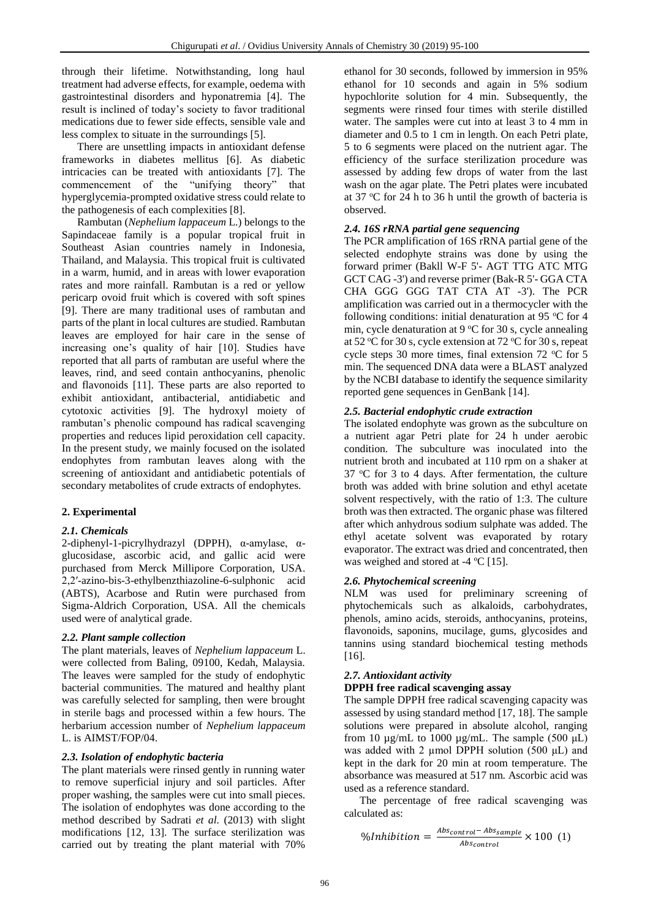through their lifetime. Notwithstanding, long haul treatment had adverse effects, for example, oedema with gastrointestinal disorders and hyponatremia [4]. The result is inclined of today's society to favor traditional medications due to fewer side effects, sensible vale and less complex to situate in the surroundings [5].

There are unsettling impacts in antioxidant defense frameworks in diabetes mellitus [6]. As diabetic intricacies can be treated with antioxidants [7]. The commencement of the "unifying theory" that hyperglycemia-prompted oxidative stress could relate to the pathogenesis of each complexities [8].

Rambutan (*Nephelium lappaceum* L.) belongs to the Sapindaceae family is a popular tropical fruit in Southeast Asian countries namely in Indonesia, Thailand, and Malaysia. This tropical fruit is cultivated in a warm, humid, and in areas with lower evaporation rates and more rainfall. Rambutan is a red or yellow pericarp ovoid fruit which is covered with soft spines [9]. There are many traditional uses of rambutan and parts of the plant in local cultures are studied. Rambutan leaves are employed for hair care in the sense of increasing one's quality of hair [10]. Studies have reported that all parts of rambutan are useful where the leaves, rind, and seed contain anthocyanins, phenolic and flavonoids [11]. These parts are also reported to exhibit antioxidant, antibacterial, antidiabetic and cytotoxic activities [9]. The hydroxyl moiety of rambutan's phenolic compound has radical scavenging properties and reduces lipid peroxidation cell capacity. In the present study, we mainly focused on the isolated endophytes from rambutan leaves along with the screening of antioxidant and antidiabetic potentials of secondary metabolites of crude extracts of endophytes.

## 2. Experimental

### *2.1. Chemicals*

2-diphenyl-1-picrylhydrazyl (DPPH), α-amylase, α-glucosidase, ascorbic acid, and gallic acid were purchased from Merck Millipore Corporation, USA. 2,2′-azino-bis-3-ethylbenzthiazoline-6-sulphonic acid (ABTS), Acarbose and Rutin were purchased from Sigma-Aldrich Corporation, USA. All the chemicals used were of analytical grade.

### *2.2. Plant sample collection*

The plant materials, leaves of *Nephelium lappaceum* L. were collected from Baling, 09100, Kedah, Malaysia. The leaves were sampled for the study of endophytic bacterial communities. The matured and healthy plant was carefully selected for sampling, then were brought in sterile bags and processed within a few hours. The herbarium accession number of *Nephelium lappaceum* L. is AIMST/FOP/04.

### *2.3. Isolation of endophytic bacteria*

The plant materials were rinsed gently in running water to remove superficial injury and soil particles. After proper washing, the samples were cut into small pieces. The isolation of endophytes was done according to the method described by Sadrati *et al.* (2013) with slight modifications [12, 13]. The surface sterilization was carried out by treating the plant material with 70% ethanol for 30 seconds, followed by immersion in 95% ethanol for 10 seconds and again in 5% sodium hypochlorite solution for 4 min. Subsequently, the segments were rinsed four times with sterile distilled water. The samples were cut into at least 3 to 4 mm in diameter and 0.5 to 1 cm in length. On each Petri plate, 5 to 6 segments were placed on the nutrient agar. The efficiency of the surface sterilization procedure was assessed by adding few drops of water from the last wash on the agar plate. The Petri plates were incubated at 37 °C for 24 h to 36 h until the growth of bacteria is observed.

### *2.4. 16S rRNA partial gene sequencing*

The PCR amplification of 16S rRNA partial gene of the selected endophyte strains was done by using the forward primer (Bakll W-F 5'- AGT TTG ATC MTG GCT CAG -3') and reverse primer (Bak-R 5'- GGA CTA CHA GGG GGG TAT CTA AT -3'). The PCR amplification was carried out in a thermocycler with the following conditions: initial denaturation at 95 °C for 4 min, cycle denaturation at 9 °C for 30 s, cycle annealing at 52 °C for 30 s, cycle extension at 72 °C for 30 s, repeat cycle steps 30 more times, final extension 72 °C for 5 min. The sequenced DNA data were a BLAST analyzed by the NCBI database to identify the sequence similarity reported gene sequences in GenBank [14].

### *2.5. Bacterial endophytic crude extraction*

The isolated endophyte was grown as the subculture on a nutrient agar Petri plate for 24 h under aerobic condition. The subculture was inoculated into the nutrient broth and incubated at 110 rpm on a shaker at 37 °C for 3 to 4 days. After fermentation, the culture broth was added with brine solution and ethyl acetate solvent respectively, with the ratio of 1:3. The culture broth was then extracted. The organic phase was filtered after which anhydrous sodium sulphate was added. The ethyl acetate solvent was evaporated by rotary evaporator. The extract was dried and concentrated, then was weighed and stored at -4 °C [15].

### *2.6. Phytochemical screening*

NLM was used for preliminary screening of phytochemicals such as alkaloids, carbohydrates, phenols, amino acids, steroids, anthocyanins, proteins, flavonoids, saponins, mucilage, gums, glycosides and tannins using standard biochemical testing methods [16].

### *2.7. Antioxidant activity*

**DPPH free radical scavenging assay**

The sample DPPH free radical scavenging capacity was assessed by using standard method [17, 18]. The sample solutions were prepared in absolute alcohol, ranging from 10 µg/mL to 1000 µg/mL. The sample (500 µL) was added with 2 µmol DPPH solution (500 µL) and kept in the dark for 20 min at room temperature. The absorbance was measured at 517 nm. Ascorbic acid was used as a reference standard.

The percentage of free radical scavenging was calculated as:

$$\%Inhibition = \frac{Abs_{control} - Abs_{sample}}{Abs_{control}} \times 100 \quad (1)$$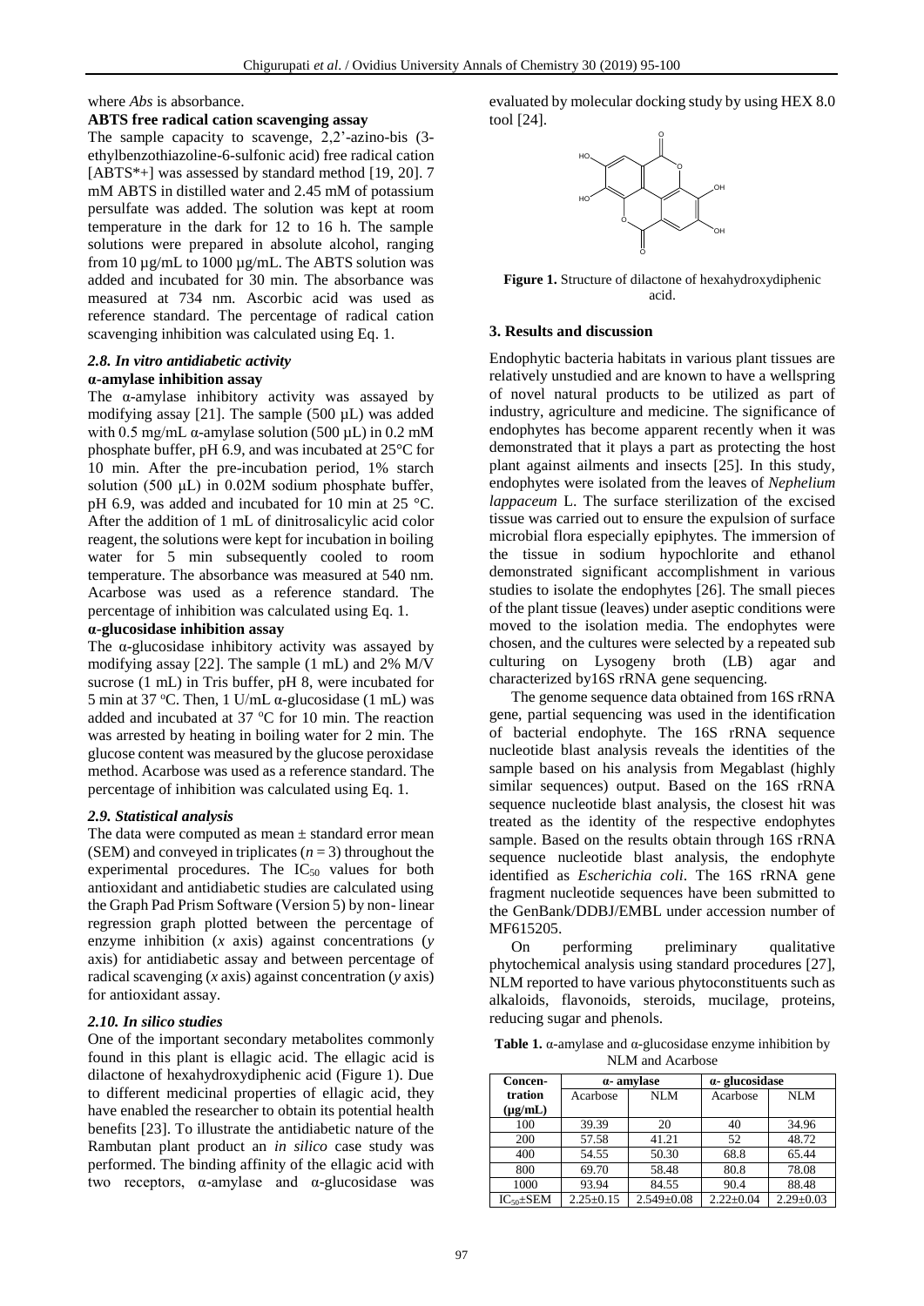where *Abs* is absorbance.

**ABTS free radical cation scavenging assay**

The sample capacity to scavenge, 2,2'-azino-bis (3-ethylbenzothiazoline-6-sulfonic acid) free radical cation [ABTS*+] was assessed by standard method [19, 20]. 7 mM ABTS in distilled water and 2.45 mM of potassium persulfate was added. The solution was kept at room temperature in the dark for 12 to 16 h. The sample solutions were prepared in absolute alcohol, ranging from 10 µg/mL to 1000 µg/mL. The ABTS solution was added and incubated for 30 min. The absorbance was measured at 734 nm. Ascorbic acid was used as reference standard. The percentage of radical cation scavenging inhibition was calculated using Eq. 1.

### *2.8. In vitro antidiabetic activity*

**α-amylase inhibition assay**

The α-amylase inhibitory activity was assayed by modifying assay [21]. The sample (500 µL) was added with 0.5 mg/mL α-amylase solution (500 µL) in 0.2 mM phosphate buffer, pH 6.9, and was incubated at 25°C for 10 min. After the pre-incubation period, 1% starch solution (500 µL) in 0.02M sodium phosphate buffer, pH 6.9, was added and incubated for 10 min at 25 °C. After the addition of 1 mL of dinitrosalicylic acid color reagent, the solutions were kept for incubation in boiling water for 5 min subsequently cooled to room temperature. The absorbance was measured at 540 nm. Acarbose was used as a reference standard. The percentage of inhibition was calculated using Eq. 1.

**α-glucosidase inhibition assay**

The α-glucosidase inhibitory activity was assayed by modifying assay [22]. The sample (1 mL) and 2% M/V sucrose (1 mL) in Tris buffer, pH 8, were incubated for 5 min at 37 °C. Then, 1 U/mL α-glucosidase (1 mL) was added and incubated at 37 °C for 10 min. The reaction was arrested by heating in boiling water for 2 min. The glucose content was measured by the glucose peroxidase method. Acarbose was used as a reference standard. The percentage of inhibition was calculated using Eq. 1.

### *2.9. Statistical analysis*

The data were computed as mean ± standard error mean (SEM) and conveyed in triplicates ($n = 3$) throughout the experimental procedures. The $IC_{50}$ values for both antioxidant and antidiabetic studies are calculated using the Graph Pad Prism Software (Version 5) by non-linear regression graph plotted between the percentage of enzyme inhibition (*x* axis) against concentrations (*y* axis) for antidiabetic assay and between percentage of radical scavenging (*x* axis) against concentration (*y* axis) for antioxidant assay.

### *2.10. In silico studies*

One of the important secondary metabolites commonly found in this plant is ellagic acid. The ellagic acid is dilactone of hexahydroxydiphenic acid (Figure 1). Due to different medicinal properties of ellagic acid, they have enabled the researcher to obtain its potential health benefits [23]. To illustrate the antidiabetic nature of the Rambutan plant product an *in silico* case study was performed. The binding affinity of the ellagic acid with two receptors, α-amylase and α-glucosidase was evaluated by molecular docking study by using HEX 8.0 tool [24].

**Figure 1.** Structure of dilactone of hexahydroxydiphenic acid.

## 3. Results and discussion

Endophytic bacteria habitats in various plant tissues are relatively unstudied and are known to have a wellspring of novel natural products to be utilized as part of industry, agriculture and medicine. The significance of endophytes has become apparent recently when it was demonstrated that it plays a part as protecting the host plant against ailments and insects [25]. In this study, endophytes were isolated from the leaves of *Nephelium lappaceum* L. The surface sterilization of the excised tissue was carried out to ensure the expulsion of surface microbial flora especially epiphytes. The immersion of the tissue in sodium hypochlorite and ethanol demonstrated significant accomplishment in various studies to isolate the endophytes [26]. The small pieces of the plant tissue (leaves) under aseptic conditions were moved to the isolation media. The endophytes were chosen, and the cultures were selected by a repeated sub culturing on Lysogeny broth (LB) agar and characterized by16S rRNA gene sequencing.

The genome sequence data obtained from 16S rRNA gene, partial sequencing was used in the identification of bacterial endophyte. The 16S rRNA sequence nucleotide blast analysis reveals the identities of the sample based on his analysis from Megablast (highly similar sequences) output. Based on the 16S rRNA sequence nucleotide blast analysis, the closest hit was treated as the identity of the respective endophytes sample. Based on the results obtain through 16S rRNA sequence nucleotide blast analysis, the endophyte identified as *Escherichia coli*. The 16S rRNA gene fragment nucleotide sequences have been submitted to the GenBank/DDBJ/EMBL under accession number of MF615205.

On performing preliminary qualitative phytochemical analysis using standard procedures [27], NLM reported to have various phytoconstituents such as alkaloids, flavonoids, steroids, mucilage, proteins, reducing sugar and phenols.

**Table 1.** α-amylase and α-glucosidase enzyme inhibition by NLM and Acarbose

| Concentration (µg/mL) | α- amylase | | α- glucosidase | |
|---|---|---|---|---|
| | Acarbose | NLM | Acarbose | NLM |
| 100 | 39.39 | 20 | 40 | 34.96 |
| 200 | 57.58 | 41.21 | 52 | 48.72 |
| 400 | 54.55 | 50.30 | 68.8 | 65.44 |
| 800 | 69.70 | 58.48 | 80.8 | 78.08 |
| 1000 | 93.94 | 84.55 | 90.4 | 88.48 |
| $IC_{50}$±SEM | 2.25±0.15 | 2.549±0.08 | 2.22±0.04 | 2.29±0.03 |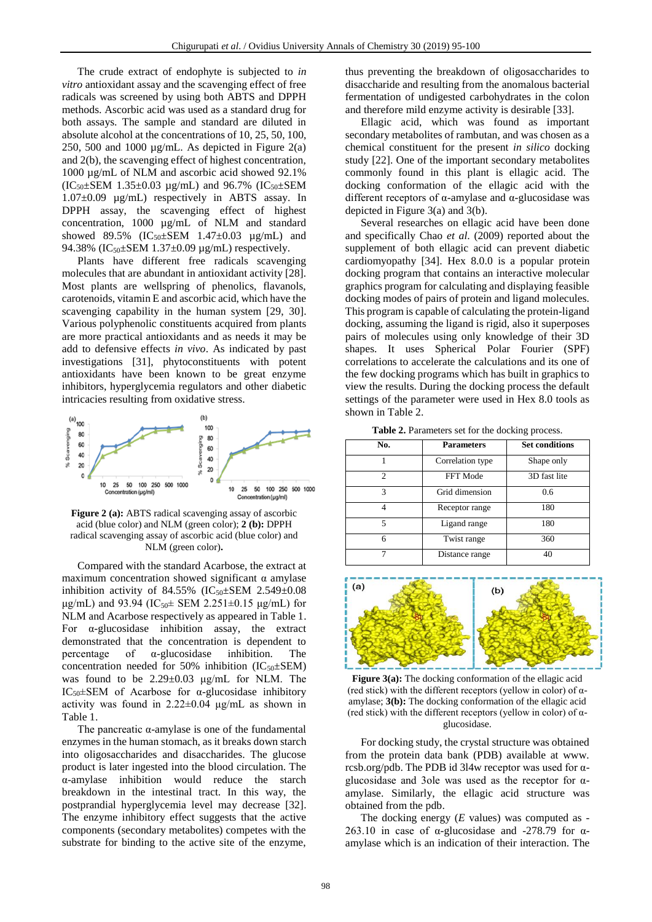The crude extract of endophyte is subjected to *in vitro* antioxidant assay and the scavenging effect of free radicals was screened by using both ABTS and DPPH methods. Ascorbic acid was used as a standard drug for both assays. The sample and standard are diluted in absolute alcohol at the concentrations of 10, 25, 50, 100, 250, 500 and 1000 µg/mL. As depicted in Figure 2(a) and 2(b), the scavenging effect of highest concentration, 1000 µg/mL of NLM and ascorbic acid showed 92.1% ($IC_{50}$±SEM 1.35±0.03 µg/mL) and 96.7% ($IC_{50}$±SEM 1.07±0.09 µg/mL) respectively in ABTS assay. In DPPH assay, the scavenging effect of highest concentration, 1000 µg/mL of NLM and standard showed 89.5% ($IC_{50}$±SEM 1.47±0.03 µg/mL) and 94.38% ($IC_{50}$±SEM 1.37±0.09 µg/mL) respectively.

Plants have different free radicals scavenging molecules that are abundant in antioxidant activity [28]. Most plants are wellspring of phenolics, flavanols, carotenoids, vitamin E and ascorbic acid, which have the scavenging capability in the human system [29, 30]. Various polyphenolic constituents acquired from plants are more practical antioxidants and as needs it may be add to defensive effects *in vivo*. As indicated by past investigations [31], phytoconstituents with potent antioxidants have been known to be great enzyme inhibitors, hyperglycemia regulators and other diabetic intricacies resulting from oxidative stress.

**Figure 2 (a):** ABTS radical scavenging assay of ascorbic acid (blue color) and NLM (green color); **2 (b):** DPPH radical scavenging assay of ascorbic acid (blue color) and NLM (green color)**.**

Compared with the standard Acarbose, the extract at maximum concentration showed significant α amylase inhibition activity of 84.55% ($IC_{50}$±SEM 2.549±0.08 µg/mL) and 93.94 ($IC_{50}$± SEM 2.251±0.15 µg/mL) for NLM and Acarbose respectively as appeared in Table 1. For α-glucosidase inhibition assay, the extract demonstrated that the concentration is dependent to percentage of α-glucosidase inhibition. The concentration needed for 50% inhibition ($IC_{50}$±SEM) was found to be 2.29±0.03 µg/mL for NLM. The $IC_{50}$±SEM of Acarbose for α-glucosidase inhibitory activity was found in 2.22±0.04 µg/mL as shown in Table 1.

The pancreatic α-amylase is one of the fundamental enzymes in the human stomach, as it breaks down starch into oligosaccharides and disaccharides. The glucose product is later ingested into the blood circulation. The α-amylase inhibition would reduce the starch breakdown in the intestinal tract. In this way, the postprandial hyperglycemia level may decrease [32]. The enzyme inhibitory effect suggests that the active components (secondary metabolites) competes with the substrate for binding to the active site of the enzyme, thus preventing the breakdown of oligosaccharides to disaccharide and resulting from the anomalous bacterial fermentation of undigested carbohydrates in the colon and therefore mild enzyme activity is desirable [33].

Ellagic acid, which was found as important secondary metabolites of rambutan, and was chosen as a chemical constituent for the present *in silico* docking study [22]. One of the important secondary metabolites commonly found in this plant is ellagic acid. The docking conformation of the ellagic acid with the different receptors of α-amylase and α-glucosidase was depicted in Figure 3(a) and 3(b).

Several researches on ellagic acid have been done and specifically Chao *et al.* (2009) reported about the supplement of both ellagic acid can prevent diabetic cardiomyopathy [34]. Hex 8.0.0 is a popular protein docking program that contains an interactive molecular graphics program for calculating and displaying feasible docking modes of pairs of protein and ligand molecules. This program is capable of calculating the protein-ligand docking, assuming the ligand is rigid, also it superposes pairs of molecules using only knowledge of their 3D shapes. It uses Spherical Polar Fourier (SPF) correlations to accelerate the calculations and its one of the few docking programs which has built in graphics to view the results. During the docking process the default settings of the parameter were used in Hex 8.0 tools as shown in Table 2.

**Table 2.** Parameters set for the docking process.

| No. | Parameters | Set conditions |
|---|---|---|
| 1 | Correlation type | Shape only |
| 2 | FFT Mode | 3D fast lite |
| 3 | Grid dimension | 0.6 |
| 4 | Receptor range | 180 |
| 5 | Ligand range | 180 |
| 6 | Twist range | 360 |
| 7 | Distance range | 40 |

**Figure 3(a):** The docking conformation of the ellagic acid (red stick) with the different receptors (yellow in color) of α-amylase; **3(b):** The docking conformation of the ellagic acid (red stick) with the different receptors (yellow in color) of α-glucosidase.

For docking study, the crystal structure was obtained from the protein data bank (PDB) available at www.rcsb.org/pdb. The PDB id 3l4w receptor was used for α-glucosidase and 3ole was used as the receptor for α-amylase. Similarly, the ellagic acid structure was obtained from the pdb.

The docking energy (*E* values) was computed as -263.10 in case of α-glucosidase and -278.79 for α-amylase which is an indication of their interaction. The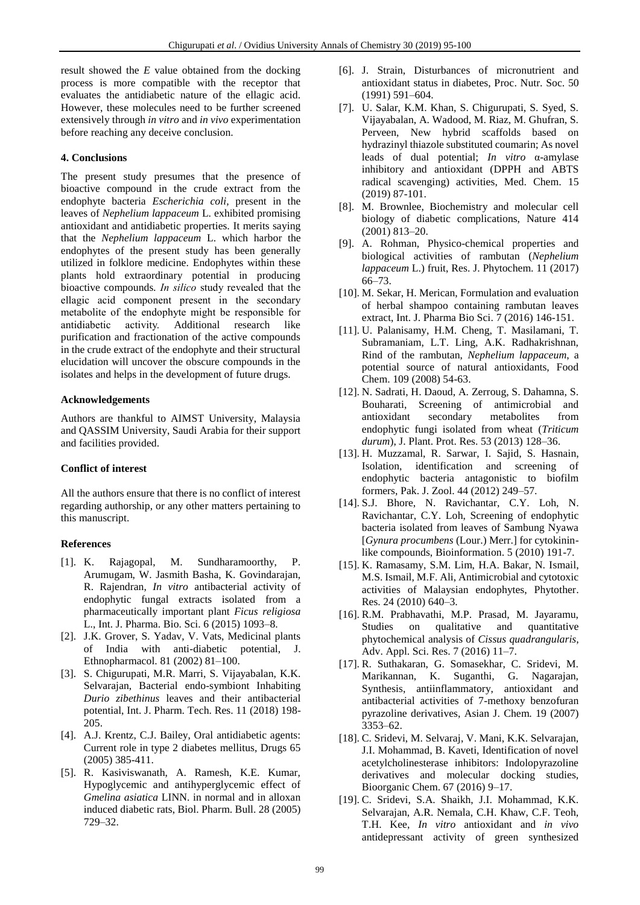result showed the *E* value obtained from the docking process is more compatible with the receptor that evaluates the antidiabetic nature of the ellagic acid. However, these molecules need to be further screened extensively through *in vitro* and *in vivo* experimentation before reaching any deceive conclusion.

## 4. Conclusions

The present study presumes that the presence of bioactive compound in the crude extract from the endophyte bacteria *Escherichia coli*, present in the leaves of *Nephelium lappaceum* L. exhibited promising antioxidant and antidiabetic properties. It merits saying that the *Nephelium lappaceum* L. which harbor the endophytes of the present study has been generally utilized in folklore medicine. Endophytes within these plants hold extraordinary potential in producing bioactive compounds. *In silico* study revealed that the ellagic acid component present in the secondary metabolite of the endophyte might be responsible for antidiabetic activity. Additional research like purification and fractionation of the active compounds in the crude extract of the endophyte and their structural elucidation will uncover the obscure compounds in the isolates and helps in the development of future drugs.

## Acknowledgements

Authors are thankful to AIMST University, Malaysia and QASSIM University, Saudi Arabia for their support and facilities provided.

## Conflict of interest

All the authors ensure that there is no conflict of interest regarding authorship, or any other matters pertaining to this manuscript.

## References

[1]. K. Rajagopal, M. Sundharamoorthy, P. Arumugam, W. Jasmith Basha, K. Govindarajan, R. Rajendran, *In vitro* antibacterial activity of endophytic fungal extracts isolated from a pharmaceutically important plant *Ficus religiosa* L., Int. J. Pharma. Bio. Sci. 6 (2015) 1093–8.

[2]. J.K. Grover, S. Yadav, V. Vats, Medicinal plants of India with anti-diabetic potential, J. Ethnopharmacol. 81 (2002) 81–100.

[3]. S. Chigurupati, M.R. Marri, S. Vijayabalan, K.K. Selvarajan, Bacterial endo-symbiont Inhabiting *Durio zibethinus* leaves and their antibacterial potential, Int. J. Pharm. Tech. Res. 11 (2018) 198-205.

[4]. A.J. Krentz, C.J. Bailey, Oral antidiabetic agents: Current role in type 2 diabetes mellitus, Drugs 65 (2005) 385-411.

[5]. R. Kasiviswanath, A. Ramesh, K.E. Kumar, Hypoglycemic and antihyperglycemic effect of *Gmelina asiatica* LINN. in normal and in alloxan induced diabetic rats, Biol. Pharm. Bull. 28 (2005) 729–32.

[6]. J. Strain, Disturbances of micronutrient and antioxidant status in diabetes, Proc. Nutr. Soc. 50 (1991) 591–604.

[7]. U. Salar, K.M. Khan, S. Chigurupati, S. Syed, S. Vijayabalan, A. Wadood, M. Riaz, M. Ghufran, S. Perveen, New hybrid scaffolds based on hydrazinyl thiazole substituted coumarin; As novel leads of dual potential; *In vitro* α-amylase inhibitory and antioxidant (DPPH and ABTS radical scavenging) activities, Med. Chem. 15 (2019) 87-101.

[8]. M. Brownlee, Biochemistry and molecular cell biology of diabetic complications, Nature 414 (2001) 813–20.

[9]. A. Rohman, Physico-chemical properties and biological activities of rambutan (*Nephelium lappaceum* L.) fruit, Res. J. Phytochem. 11 (2017) 66–73.

[10]. M. Sekar, H. Merican, Formulation and evaluation of herbal shampoo containing rambutan leaves extract, Int. J. Pharma Bio Sci. 7 (2016) 146-151.

[11]. U. Palanisamy, H.M. Cheng, T. Masilamani, T. Subramaniam, L.T. Ling, A.K. Radhakrishnan, Rind of the rambutan, *Nephelium lappaceum*, a potential source of natural antioxidants, Food Chem. 109 (2008) 54-63.

[12]. N. Sadrati, H. Daoud, A. Zerroug, S. Dahamna, S. Bouharati, Screening of antimicrobial and antioxidant secondary metabolites from endophytic fungi isolated from wheat (*Triticum durum*), J. Plant. Prot. Res. 53 (2013) 128–36.

[13]. H. Muzzamal, R. Sarwar, I. Sajid, S. Hasnain, Isolation, identification and screening of endophytic bacteria antagonistic to biofilm formers, Pak. J. Zool. 44 (2012) 249–57.

[14]. S.J. Bhore, N. Ravichantar, C.Y. Loh, N. Ravichantar, C.Y. Loh, Screening of endophytic bacteria isolated from leaves of Sambung Nyawa [*Gynura procumbens* (Lour.) Merr.] for cytokinin-like compounds, Bioinformation. 5 (2010) 191-7.

[15]. K. Ramasamy, S.M. Lim, H.A. Bakar, N. Ismail, M.S. Ismail, M.F. Ali, Antimicrobial and cytotoxic activities of Malaysian endophytes, Phytother. Res. 24 (2010) 640–3.

[16]. R.M. Prabhavathi, M.P. Prasad, M. Jayaramu, Studies on qualitative and quantitative phytochemical analysis of *Cissus quadrangularis*, Adv. Appl. Sci. Res. 7 (2016) 11–7.

[17]. R. Suthakaran, G. Somasekhar, C. Sridevi, M. Marikannan, K. Suganthi, G. Nagarajan, Synthesis, antiinflammatory, antioxidant and antibacterial activities of 7-methoxy benzofuran pyrazoline derivatives, Asian J. Chem. 19 (2007) 3353–62.

[18]. C. Sridevi, M. Selvaraj, V. Mani, K.K. Selvarajan, J.I. Mohammad, B. Kaveti, Identification of novel acetylcholinesterase inhibitors: Indolopyrazoline derivatives and molecular docking studies, Bioorganic Chem. 67 (2016) 9–17.

[19]. C. Sridevi, S.A. Shaikh, J.I. Mohammad, K.K. Selvarajan, A.R. Nemala, C.H. Khaw, C.F. Teoh, T.H. Kee, *In vitro* antioxidant and *in vivo* antidepressant activity of green synthesized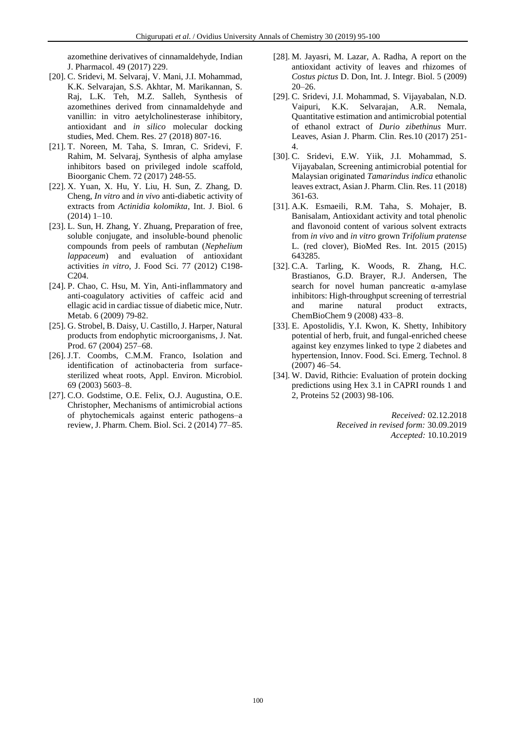azomethine derivatives of cinnamaldehyde, Indian J. Pharmacol. 49 (2017) 229.

[20]. C. Sridevi, M. Selvaraj, V. Mani, J.I. Mohammad, K.K. Selvarajan, S.S. Akhtar, M. Marikannan, S. Raj, L.K. Teh, M.Z. Salleh, Synthesis of azomethines derived from cinnamaldehyde and vanillin: in vitro aetylcholinesterase inhibitory, antioxidant and *in silico* molecular docking studies, Med. Chem. Res. 27 (2018) 807-16.

[21]. T. Noreen, M. Taha, S. Imran, C. Sridevi, F. Rahim, M. Selvaraj, Synthesis of alpha amylase inhibitors based on privileged indole scaffold, Bioorganic Chem. 72 (2017) 248-55.

[22]. X. Yuan, X. Hu, Y. Liu, H. Sun, Z. Zhang, D. Cheng, *In vitro* and *in vivo* anti-diabetic activity of extracts from *Actinidia kolomikta*, Int. J. Biol. 6 (2014) 1–10.

[23]. L. Sun, H. Zhang, Y. Zhuang, Preparation of free, soluble conjugate, and insoluble-bound phenolic compounds from peels of rambutan (*Nephelium lappaceum*) and evaluation of antioxidant activities *in vitro*, J. Food Sci. 77 (2012) C198-C204.

[24]. P. Chao, C. Hsu, M. Yin, Anti-inflammatory and anti-coagulatory activities of caffeic acid and ellagic acid in cardiac tissue of diabetic mice, Nutr. Metab. 6 (2009) 79-82.

[25]. G. Strobel, B. Daisy, U. Castillo, J. Harper, Natural products from endophytic microorganisms, J. Nat. Prod. 67 (2004) 257–68.

[26]. J.T. Coombs, C.M.M. Franco, Isolation and identification of actinobacteria from surface-sterilized wheat roots, Appl. Environ. Microbiol. 69 (2003) 5603–8.

[27]. C.O. Godstime, O.E. Felix, O.J. Augustina, O.E. Christopher, Mechanisms of antimicrobial actions of phytochemicals against enteric pathogens–a review, J. Pharm. Chem. Biol. Sci. 2 (2014) 77–85.

[28]. M. Jayasri, M. Lazar, A. Radha, A report on the antioxidant activity of leaves and rhizomes of *Costus pictus* D. Don, Int. J. Integr. Biol. 5 (2009) 20–26.

[29]. C. Sridevi, J.I. Mohammad, S. Vijayabalan, N.D. Vaipuri, K.K. Selvarajan, A.R. Nemala, Quantitative estimation and antimicrobial potential of ethanol extract of *Durio zibethinus* Murr. Leaves, Asian J. Pharm. Clin. Res.10 (2017) 251-4.

[30]. C. Sridevi, E.W. Yiik, J.I. Mohammad, S. Vijayabalan, Screening antimicrobial potential for Malaysian originated *Tamarindus indica* ethanolic leaves extract, Asian J. Pharm. Clin. Res. 11 (2018) 361-63.

[31]. A.K. Esmaeili, R.M. Taha, S. Mohajer, B. Banisalam, Antioxidant activity and total phenolic and flavonoid content of various solvent extracts from *in vivo* and *in vitro* grown *Trifolium pratense* L. (red clover), BioMed Res. Int. 2015 (2015) 643285.

[32]. C.A. Tarling, K. Woods, R. Zhang, H.C. Brastianos, G.D. Brayer, R.J. Andersen, The search for novel human pancreatic α-amylase inhibitors: High-throughput screening of terrestrial and marine natural product extracts, ChemBioChem 9 (2008) 433–8.

[33]. E. Apostolidis, Y.I. Kwon, K. Shetty, Inhibitory potential of herb, fruit, and fungal-enriched cheese against key enzymes linked to type 2 diabetes and hypertension, Innov. Food. Sci. Emerg. Technol. 8 (2007) 46–54.

[34]. W. David, Rithcie: Evaluation of protein docking predictions using Hex 3.1 in CAPRI rounds 1 and 2, Proteins 52 (2003) 98-106.

*Received:* 02.12.2018
*Received in revised form:* 30.09.2019
*Accepted:* 10.10.2019